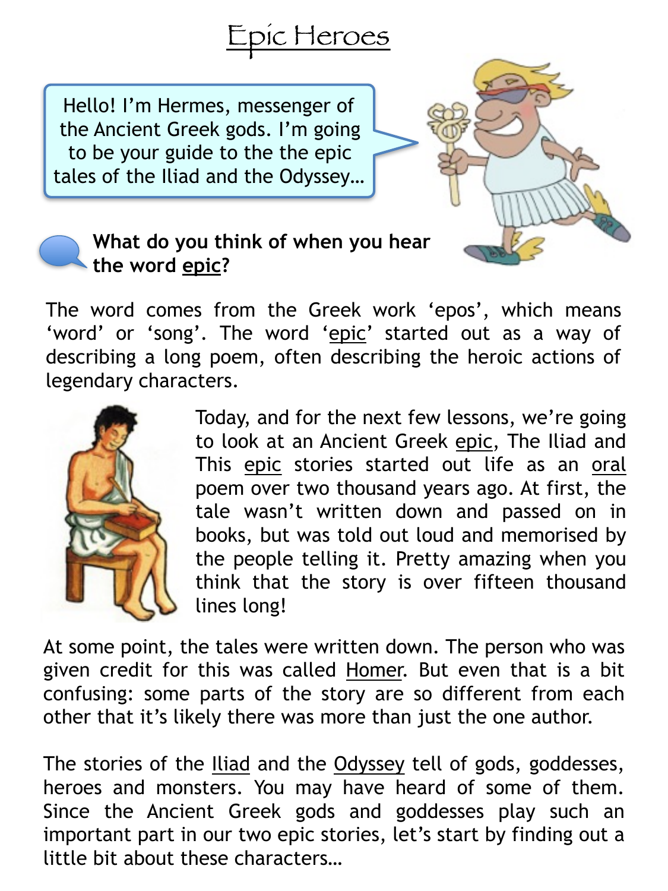# Epic Heroes

Hello! I'm Hermes, messenger of the Ancient Greek gods. I'm going to be your guide to the the epic tales of the Iliad and the Odyssey...

**What do you think of when you hear the word epic?**

The word comes from the Greek work 'epos', which means 'word' or 'song'. The word 'epic' started out as a way of describing a long poem, often describing the heroic actions of legendary characters.

Today, and for the next few lessons, we're going to look at an Ancient Greek epic, The Iliad and This epic stories started out life as an oral poem over two thousand years ago. At first, the tale wasn't written down and passed on in books, but was told out loud and memorised by the people telling it. Pretty amazing when you think that the story is over fifteen thousand lines long!

At some point, the tales were written down. The person who was given credit for this was called Homer. But even that is a bit confusing: some parts of the story are so different from each other that it's likely there was more than just the one author.

The stories of the Iliad and the Odyssey tell of gods, goddesses, heroes and monsters. You may have heard of some of them. Since the Ancient Greek gods and goddesses play such an important part in our two epic stories, let's start by finding out a little bit about these characters...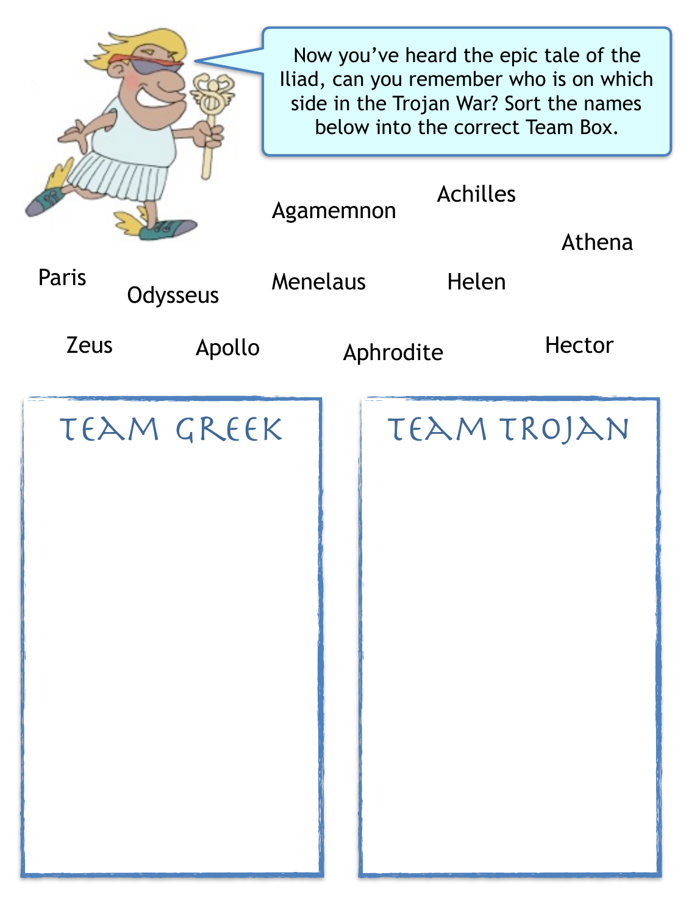Now you've heard the epic tale of the Iliad, can you remember who is on which side in the Trojan War? Sort the names below into the correct Team Box.

Agamemnon

Achilles

Athena

Paris

Odysseus

Menelaus

Helen

Zeus

Apollo

Aphrodite

Hector

## Team Greek

## Team Trojan